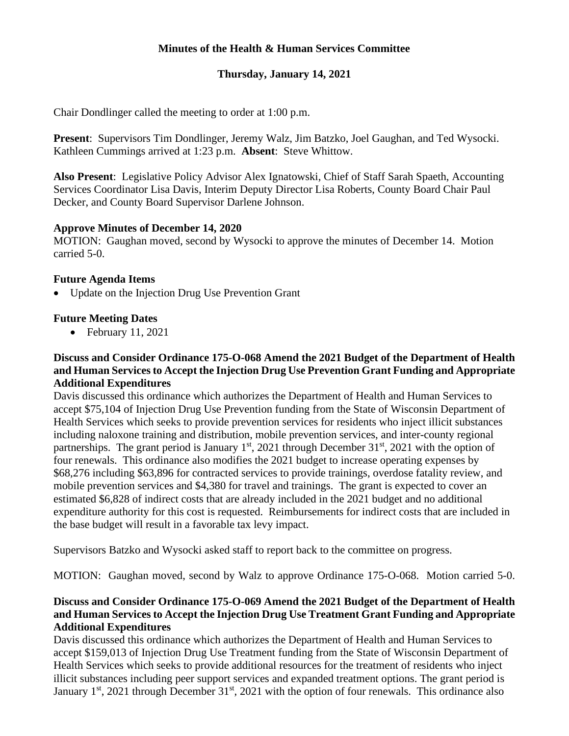# Minutes of the Health & Human Services Committee

## Thursday, January 14, 2021

Chair Dondlinger called the meeting to order at 1:00 p.m.

**Present**: Supervisors Tim Dondlinger, Jeremy Walz, Jim Batzko, Joel Gaughan, and Ted Wysocki. Kathleen Cummings arrived at 1:23 p.m. **Absent**: Steve Whittow.

**Also Present**: Legislative Policy Advisor Alex Ignatowski, Chief of Staff Sarah Spaeth, Accounting Services Coordinator Lisa Davis, Interim Deputy Director Lisa Roberts, County Board Chair Paul Decker, and County Board Supervisor Darlene Johnson.

### Approve Minutes of December 14, 2020

MOTION: Gaughan moved, second by Wysocki to approve the minutes of December 14. Motion carried 5-0.

### Future Agenda Items

- Update on the Injection Drug Use Prevention Grant

### Future Meeting Dates

- February 11, 2021

### Discuss and Consider Ordinance 175-O-068 Amend the 2021 Budget of the Department of Health and Human Services to Accept the Injection Drug Use Prevention Grant Funding and Appropriate Additional Expenditures

Davis discussed this ordinance which authorizes the Department of Health and Human Services to accept $75,104 of Injection Drug Use Prevention funding from the State of Wisconsin Department of Health Services which seeks to provide prevention services for residents who inject illicit substances including naloxone training and distribution, mobile prevention services, and inter-county regional partnerships. The grant period is January 1st, 2021 through December 31st, 2021 with the option of four renewals. This ordinance also modifies the 2021 budget to increase operating expenses by $68,276 including $63,896 for contracted services to provide trainings, overdose fatality review, and mobile prevention services and $4,380 for travel and trainings. The grant is expected to cover an estimated $6,828 of indirect costs that are already included in the 2021 budget and no additional expenditure authority for this cost is requested. Reimbursements for indirect costs that are included in the base budget will result in a favorable tax levy impact.

Supervisors Batzko and Wysocki asked staff to report back to the committee on progress.

MOTION: Gaughan moved, second by Walz to approve Ordinance 175-O-068. Motion carried 5-0.

### Discuss and Consider Ordinance 175-O-069 Amend the 2021 Budget of the Department of Health and Human Services to Accept the Injection Drug Use Treatment Grant Funding and Appropriate Additional Expenditures

Davis discussed this ordinance which authorizes the Department of Health and Human Services to accept $159,013 of Injection Drug Use Treatment funding from the State of Wisconsin Department of Health Services which seeks to provide additional resources for the treatment of residents who inject illicit substances including peer support services and expanded treatment options. The grant period is January 1st, 2021 through December 31st, 2021 with the option of four renewals. This ordinance also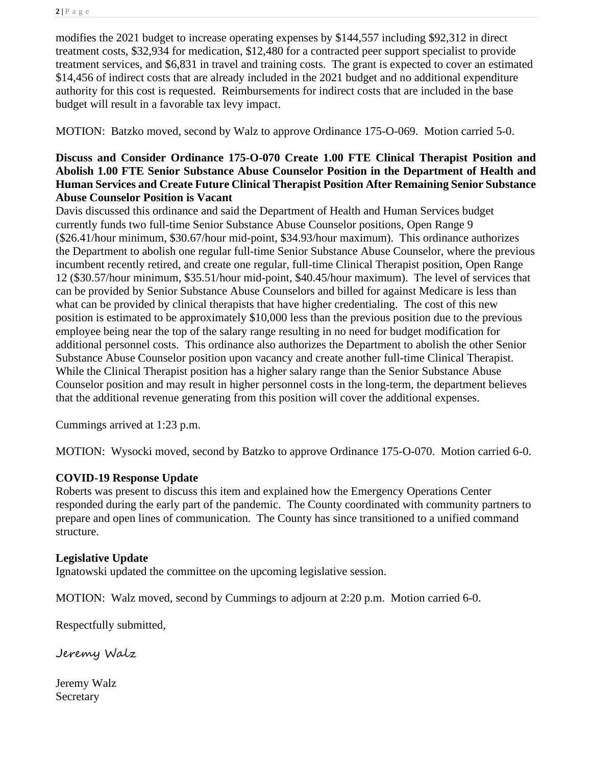modifies the 2021 budget to increase operating expenses by $144,557 including $92,312 in direct treatment costs, $32,934 for medication, $12,480 for a contracted peer support specialist to provide treatment services, and $6,831 in travel and training costs. The grant is expected to cover an estimated $14,456 of indirect costs that are already included in the 2021 budget and no additional expenditure authority for this cost is requested. Reimbursements for indirect costs that are included in the base budget will result in a favorable tax levy impact.

MOTION: Batzko moved, second by Walz to approve Ordinance 175-O-069. Motion carried 5-0.

**Discuss and Consider Ordinance 175-O-070 Create 1.00 FTE Clinical Therapist Position and Abolish 1.00 FTE Senior Substance Abuse Counselor Position in the Department of Health and Human Services and Create Future Clinical Therapist Position After Remaining Senior Substance Abuse Counselor Position is Vacant**

Davis discussed this ordinance and said the Department of Health and Human Services budget currently funds two full-time Senior Substance Abuse Counselor positions, Open Range 9 ($26.41/hour minimum, $30.67/hour mid-point, $34.93/hour maximum). This ordinance authorizes the Department to abolish one regular full-time Senior Substance Abuse Counselor, where the previous incumbent recently retired, and create one regular, full-time Clinical Therapist position, Open Range 12 ($30.57/hour minimum, $35.51/hour mid-point, $40.45/hour maximum). The level of services that can be provided by Senior Substance Abuse Counselors and billed for against Medicare is less than what can be provided by clinical therapists that have higher credentialing. The cost of this new position is estimated to be approximately $10,000 less than the previous position due to the previous employee being near the top of the salary range resulting in no need for budget modification for additional personnel costs. This ordinance also authorizes the Department to abolish the other Senior Substance Abuse Counselor position upon vacancy and create another full-time Clinical Therapist. While the Clinical Therapist position has a higher salary range than the Senior Substance Abuse Counselor position and may result in higher personnel costs in the long-term, the department believes that the additional revenue generating from this position will cover the additional expenses.

Cummings arrived at 1:23 p.m.

MOTION: Wysocki moved, second by Batzko to approve Ordinance 175-O-070. Motion carried 6-0.

**COVID-19 Response Update**

Roberts was present to discuss this item and explained how the Emergency Operations Center responded during the early part of the pandemic. The County coordinated with community partners to prepare and open lines of communication. The County has since transitioned to a unified command structure.

**Legislative Update**

Ignatowski updated the committee on the upcoming legislative session.

MOTION: Walz moved, second by Cummings to adjourn at 2:20 p.m. Motion carried 6-0.

Respectfully submitted,

Jeremy Walz

Jeremy Walz
Secretary